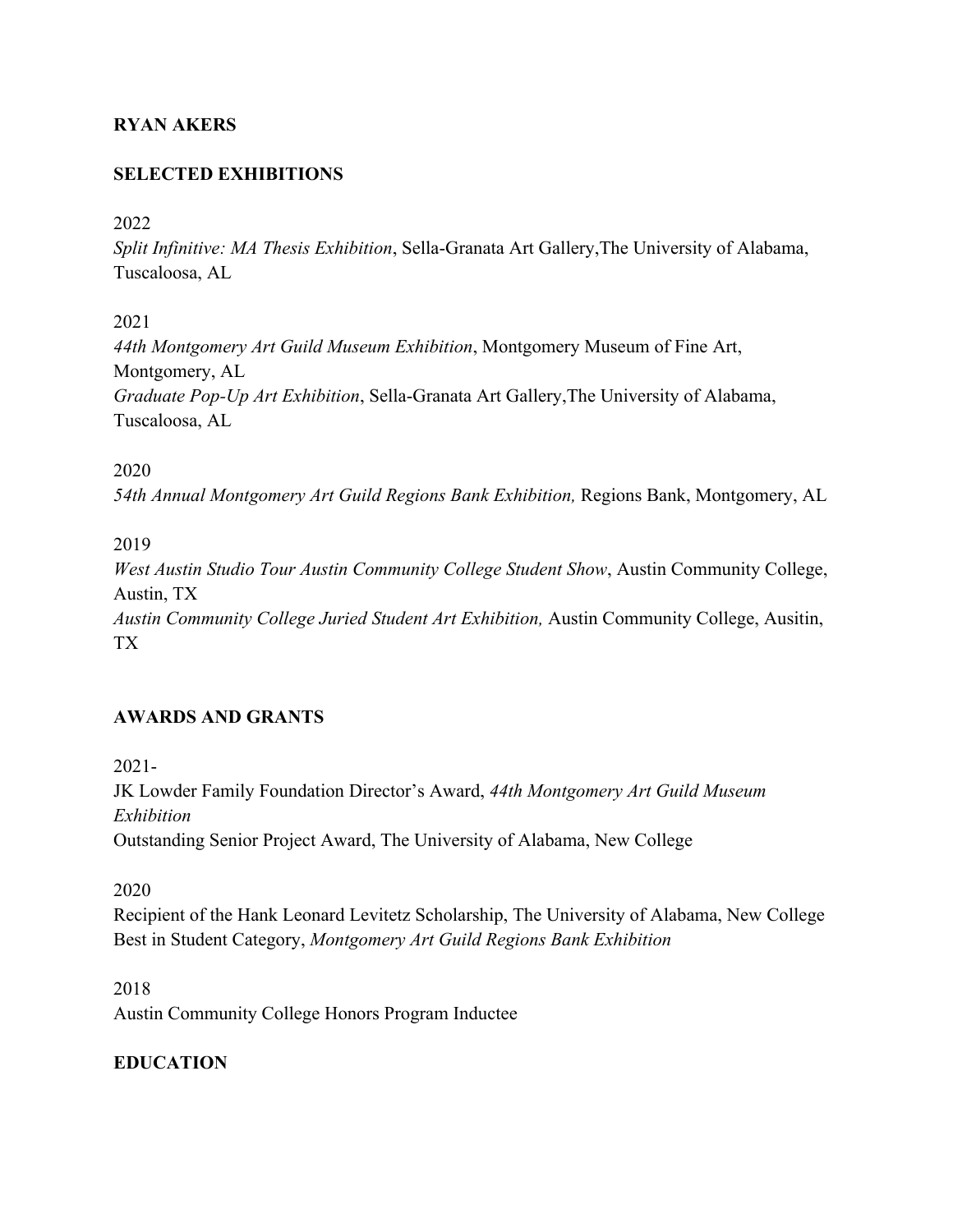**RYAN AKERS**

**SELECTED EXHIBITIONS**

2022
*Split Infinitive: MA Thesis Exhibition*, Sella-Granata Art Gallery,The University of Alabama, Tuscaloosa, AL

2021
*44th Montgomery Art Guild Museum Exhibition*, Montgomery Museum of Fine Art, Montgomery, AL
*Graduate Pop-Up Art Exhibition*, Sella-Granata Art Gallery,The University of Alabama, Tuscaloosa, AL

2020
*54th Annual Montgomery Art Guild Regions Bank Exhibition,* Regions Bank, Montgomery, AL

2019
*West Austin Studio Tour Austin Community College Student Show*, Austin Community College, Austin, TX
*Austin Community College Juried Student Art Exhibition,* Austin Community College, Ausitin, TX

**AWARDS AND GRANTS**

2021-
JK Lowder Family Foundation Director's Award, *44th Montgomery Art Guild Museum Exhibition*
Outstanding Senior Project Award, The University of Alabama, New College

2020
Recipient of the Hank Leonard Levitetz Scholarship, The University of Alabama, New College
Best in Student Category, *Montgomery Art Guild Regions Bank Exhibition*

2018
Austin Community College Honors Program Inductee

**EDUCATION**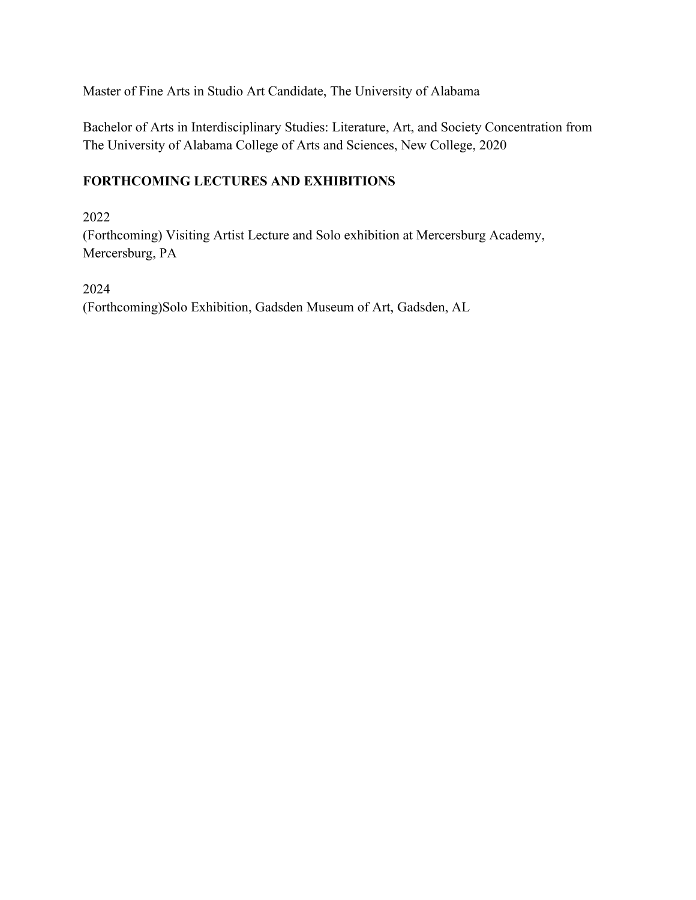Master of Fine Arts in Studio Art Candidate, The University of Alabama

Bachelor of Arts in Interdisciplinary Studies: Literature, Art, and Society Concentration from The University of Alabama College of Arts and Sciences, New College, 2020

**FORTHCOMING LECTURES AND EXHIBITIONS**

2022
(Forthcoming) Visiting Artist Lecture and Solo exhibition at Mercersburg Academy, Mercersburg, PA

2024
(Forthcoming)Solo Exhibition, Gadsden Museum of Art, Gadsden, AL